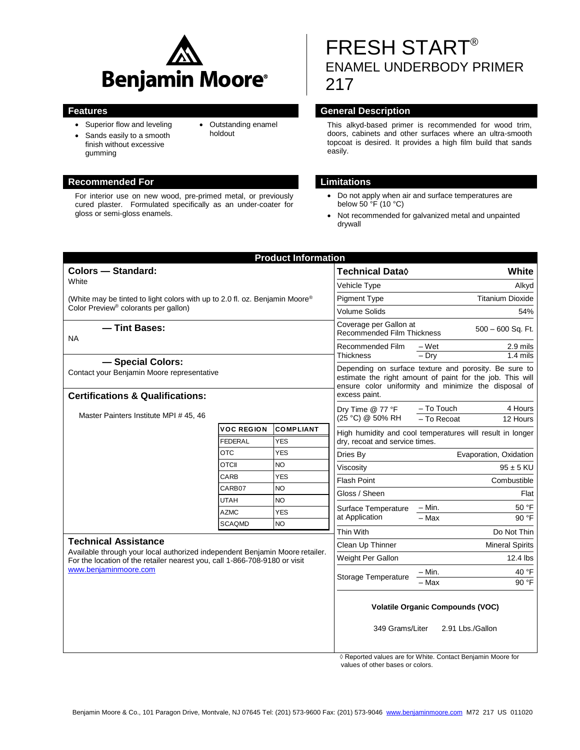# FRESH START®

## ENAMEL UNDERBODY PRIMER

## 217

Benjamin Moore®

## Features

- Superior flow and leveling
- Sands easily to a smooth finish without excessive gumming
- Outstanding enamel holdout

## General Description

This alkyd-based primer is recommended for wood trim, doors, cabinets and other surfaces where an ultra-smooth topcoat is desired. It provides a high film build that sands easily.

## Recommended For

For interior use on new wood, pre-primed metal, or previously cured plaster. Formulated specifically as an under-coater for gloss or semi-gloss enamels.

## Limitations

- Do not apply when air and surface temperatures are below 50 °F (10 °C)
- Not recommended for galvanized metal and unpainted drywall

## Product Information

### Colors — Standard:

White

(White may be tinted to light colors with up to 2.0 fl. oz. Benjamin Moore® Color Preview® colorants per gallon)

### — Tint Bases:

NA

### — Special Colors:

Contact your Benjamin Moore representative

### Certifications & Qualifications:

Master Painters Institute MPI # 45, 46

| VOC REGION | COMPLIANT |
|---|---|
| FEDERAL | YES |
| OTC | YES |
| OTCII | NO |
| CARB | YES |
| CARB07 | NO |
| UTAH | NO |
| AZMC | YES |
| SCAQMD | NO |

### Technical Assistance

Available through your local authorized independent Benjamin Moore retailer. For the location of the retailer nearest you, call 1-866-708-9180 or visit www.benjaminmoore.com

| Technical Data◊ | | White |
|---|---|---|
| Vehicle Type | | Alkyd |
| Pigment Type | | Titanium Dioxide |
| Volume Solids | | 54% |
| Coverage per Gallon at Recommended Film Thickness | | 500 – 600 Sq. Ft. |
| Recommended Film Thickness | – Wet | 2.9 mils |
| | – Dry | 1.4 mils |
| Depending on surface texture and porosity. Be sure to estimate the right amount of paint for the job. This will ensure color uniformity and minimize the disposal of excess paint. | | |
| Dry Time @ 77 °F (25 °C) @ 50% RH | – To Touch | 4 Hours |
| | – To Recoat | 12 Hours |
| High humidity and cool temperatures will result in longer dry, recoat and service times. | | |
| Dries By | | Evaporation, Oxidation |
| Viscosity | | 95 ± 5 KU |
| Flash Point | | Combustible |
| Gloss / Sheen | | Flat |
| Surface Temperature at Application | – Min. | 50 °F |
| | – Max | 90 °F |
| Thin With | | Do Not Thin |
| Clean Up Thinner | | Mineral Spirits |
| Weight Per Gallon | | 12.4 lbs |
| Storage Temperature | – Min. | 40 °F |
| | – Max | 90 °F |

**Volatile Organic Compounds (VOC)**

349 Grams/Liter 2.91 Lbs./Gallon

◊ Reported values are for White. Contact Benjamin Moore for values of other bases or colors.

Benjamin Moore & Co., 101 Paragon Drive, Montvale, NJ 07645 Tel: (201) 573-9600 Fax: (201) 573-9046 www.benjaminmoore.com M72 217 US 011020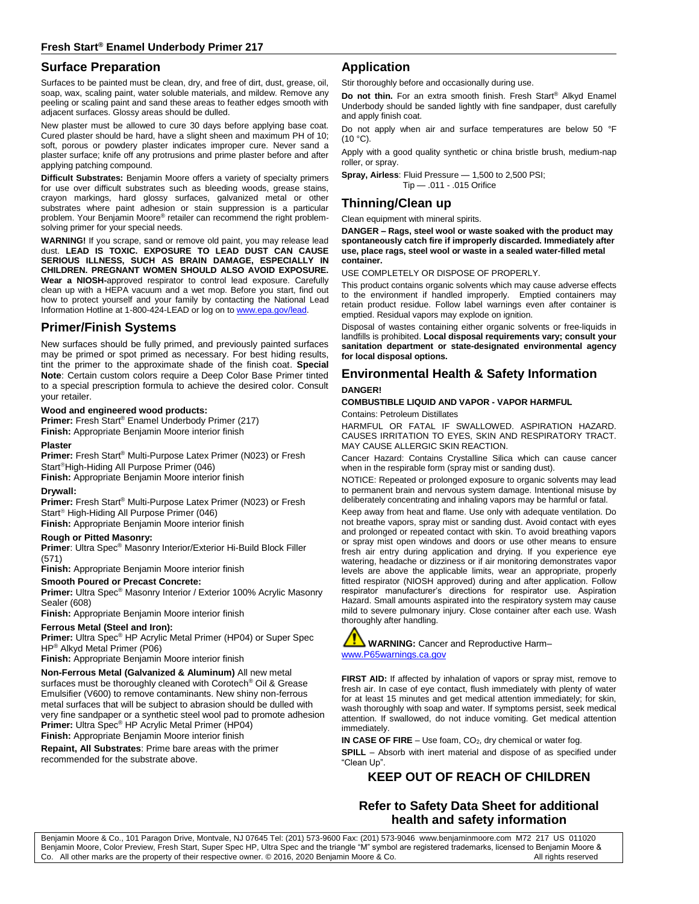# Fresh Start® Enamel Underbody Primer 217

## Surface Preparation

Surfaces to be painted must be clean, dry, and free of dirt, dust, grease, oil, soap, wax, scaling paint, water soluble materials, and mildew. Remove any peeling or scaling paint and sand these areas to feather edges smooth with adjacent surfaces. Glossy areas should be dulled.

New plaster must be allowed to cure 30 days before applying base coat. Cured plaster should be hard, have a slight sheen and maximum PH of 10; soft, porous or powdery plaster indicates improper cure. Never sand a plaster surface; knife off any protrusions and prime plaster before and after applying patching compound.

**Difficult Substrates:** Benjamin Moore offers a variety of specialty primers for use over difficult substrates such as bleeding woods, grease stains, crayon markings, hard glossy surfaces, galvanized metal or other substrates where paint adhesion or stain suppression is a particular problem. Your Benjamin Moore® retailer can recommend the right problem-solving primer for your special needs.

**WARNING!** If you scrape, sand or remove old paint, you may release lead dust. **LEAD IS TOXIC. EXPOSURE TO LEAD DUST CAN CAUSE SERIOUS ILLNESS, SUCH AS BRAIN DAMAGE, ESPECIALLY IN CHILDREN. PREGNANT WOMEN SHOULD ALSO AVOID EXPOSURE. Wear a NIOSH-**approved respirator to control lead exposure. Carefully clean up with a HEPA vacuum and a wet mop. Before you start, find out how to protect yourself and your family by contacting the National Lead Information Hotline at 1-800-424-LEAD or log on to www.epa.gov/lead.

## Primer/Finish Systems

New surfaces should be fully primed, and previously painted surfaces may be primed or spot primed as necessary. For best hiding results, tint the primer to the approximate shade of the finish coat. **Special Note**: Certain custom colors require a Deep Color Base Primer tinted to a special prescription formula to achieve the desired color. Consult your retailer.

**Wood and engineered wood products:**
**Primer:** Fresh Start® Enamel Underbody Primer (217)
**Finish:** Appropriate Benjamin Moore interior finish

**Plaster**
**Primer:** Fresh Start® Multi-Purpose Latex Primer (N023) or Fresh Start® High-Hiding All Purpose Primer (046)
**Finish:** Appropriate Benjamin Moore interior finish

**Drywall:**
**Primer:** Fresh Start® Multi-Purpose Latex Primer (N023) or Fresh Start® High-Hiding All Purpose Primer (046)
**Finish:** Appropriate Benjamin Moore interior finish

**Rough or Pitted Masonry:**
**Primer**: Ultra Spec® Masonry Interior/Exterior Hi-Build Block Filler (571)
**Finish:** Appropriate Benjamin Moore interior finish

**Smooth Poured or Precast Concrete:**
**Primer:** Ultra Spec® Masonry Interior / Exterior 100% Acrylic Masonry Sealer (608)
**Finish:** Appropriate Benjamin Moore interior finish

**Ferrous Metal (Steel and Iron):**
**Primer:** Ultra Spec® HP Acrylic Metal Primer (HP04) or Super Spec HP® Alkyd Metal Primer (P06)
**Finish:** Appropriate Benjamin Moore interior finish

**Non-Ferrous Metal (Galvanized & Aluminum)** All new metal surfaces must be thoroughly cleaned with Corotech® Oil & Grease Emulsifier (V600) to remove contaminants. New shiny non-ferrous metal surfaces that will be subject to abrasion should be dulled with very fine sandpaper or a synthetic steel wool pad to promote adhesion
**Primer:** Ultra Spec® HP Acrylic Metal Primer (HP04)
**Finish:** Appropriate Benjamin Moore interior finish

**Repaint, All Substrates**: Prime bare areas with the primer recommended for the substrate above.

## Application

Stir thoroughly before and occasionally during use.

**Do not thin.** For an extra smooth finish. Fresh Start® Alkyd Enamel Underbody should be sanded lightly with fine sandpaper, dust carefully and apply finish coat.

Do not apply when air and surface temperatures are below 50 °F (10 °C).

Apply with a good quality synthetic or china bristle brush, medium-nap roller, or spray.

**Spray, Airless**: Fluid Pressure — 1,500 to 2,500 PSI;
Tip — .011 - .015 Orifice

## Thinning/Clean up

Clean equipment with mineral spirits.

**DANGER – Rags, steel wool or waste soaked with the product may spontaneously catch fire if improperly discarded. Immediately after use, place rags, steel wool or waste in a sealed water-filled metal container.**

USE COMPLETELY OR DISPOSE OF PROPERLY.

This product contains organic solvents which may cause adverse effects to the environment if handled improperly. Emptied containers may retain product residue. Follow label warnings even after container is emptied. Residual vapors may explode on ignition.

Disposal of wastes containing either organic solvents or free-liquids in landfills is prohibited. **Local disposal requirements vary; consult your sanitation department or state-designated environmental agency for local disposal options.**

## Environmental Health & Safety Information

**DANGER!**

**COMBUSTIBLE LIQUID AND VAPOR - VAPOR HARMFUL**

Contains: Petroleum Distillates

HARMFUL OR FATAL IF SWALLOWED. ASPIRATION HAZARD. CAUSES IRRITATION TO EYES, SKIN AND RESPIRATORY TRACT. MAY CAUSE ALLERGIC SKIN REACTION.

Cancer Hazard: Contains Crystalline Silica which can cause cancer when in the respirable form (spray mist or sanding dust).

NOTICE: Repeated or prolonged exposure to organic solvents may lead to permanent brain and nervous system damage. Intentional misuse by deliberately concentrating and inhaling vapors may be harmful or fatal.

Keep away from heat and flame. Use only with adequate ventilation. Do not breathe vapors, spray mist or sanding dust. Avoid contact with eyes and prolonged or repeated contact with skin. To avoid breathing vapors or spray mist open windows and doors or use other means to ensure fresh air entry during application and drying. If you experience eye watering, headache or dizziness or if air monitoring demonstrates vapor levels are above the applicable limits, wear an appropriate, properly fitted respirator (NIOSH approved) during and after application. Follow respirator manufacturer's directions for respirator use. Aspiration Hazard. Small amounts aspirated into the respiratory system may cause mild to severe pulmonary injury. Close container after each use. Wash thoroughly after handling.

**WARNING:** Cancer and Reproductive Harm– www.P65warnings.ca.gov

**FIRST AID:** If affected by inhalation of vapors or spray mist, remove to fresh air. In case of eye contact, flush immediately with plenty of water for at least 15 minutes and get medical attention immediately; for skin, wash thoroughly with soap and water. If symptoms persist, seek medical attention. If swallowed, do not induce vomiting. Get medical attention immediately.

**IN CASE OF FIRE** – Use foam, $CO_2$, dry chemical or water fog.

**SPILL** – Absorb with inert material and dispose of as specified under "Clean Up".

## KEEP OUT OF REACH OF CHILDREN

## Refer to Safety Data Sheet for additional health and safety information

Benjamin Moore & Co., 101 Paragon Drive, Montvale, NJ 07645 Tel: (201) 573-9600 Fax: (201) 573-9046 www.benjaminmoore.com M72 217 US 011020
Benjamin Moore, Color Preview, Fresh Start, Super Spec HP, Ultra Spec and the triangle "M" symbol are registered trademarks, licensed to Benjamin Moore & Co. All other marks are the property of their respective owner. © 2016, 2020 Benjamin Moore & Co. All rights reserved